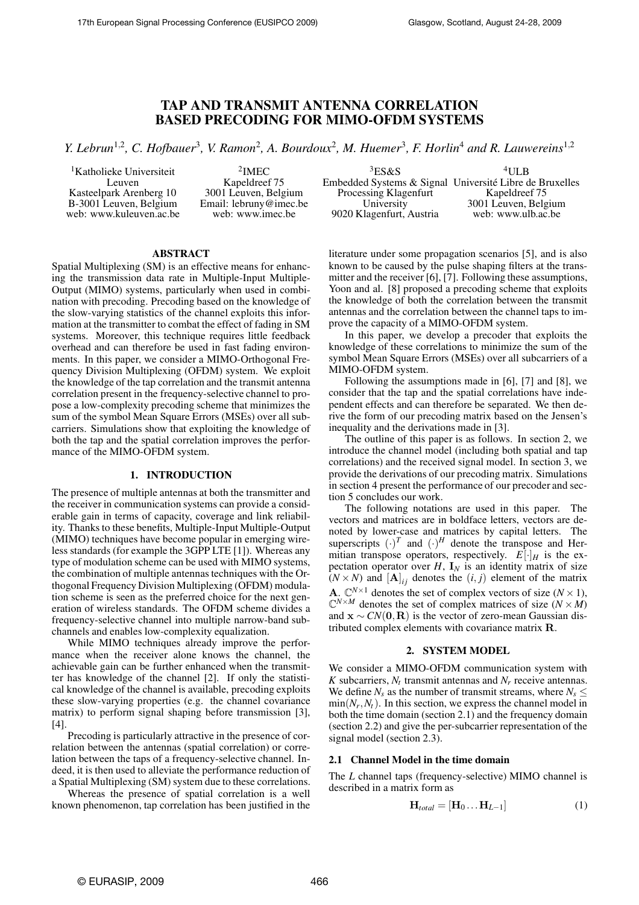# TAP AND TRANSMIT ANTENNA CORRELATION BASED PRECODING FOR MIMO-OFDM SYSTEMS

*Y. Lebrun*[1,2], *C. Hofbauer*[3], *V. Ramon*[2], *A. Bourdoux*[2], *M. Huemer*[3], *F. Horlin*[4] *and R. Lauwereins*[1,2]

[1]Katholieke Universiteit Leuven
Kasteelpark Arenberg 10
B-3001 Leuven, Belgium
web: www.kuleuven.ac.be

[2]IMEC
Kapeldreef 75
3001 Leuven, Belgium
Email: lebruny@imec.be
web: www.imec.be

[3]ES&S
Embedded Systems & Signal Processing Klagenfurt University
9020 Klagenfurt, Austria

[4]ULB
Université Libre de Bruxelles
Kapeldreef 75
3001 Leuven, Belgium
web: www.ulb.ac.be

## ABSTRACT

Spatial Multiplexing (SM) is an effective means for enhancing the transmission data rate in Multiple-Input Multiple-Output (MIMO) systems, particularly when used in combination with precoding. Precoding based on the knowledge of the slow-varying statistics of the channel exploits this information at the transmitter to combat the effect of fading in SM systems. Moreover, this technique requires little feedback overhead and can therefore be used in fast fading environments. In this paper, we consider a MIMO-Orthogonal Frequency Division Multiplexing (OFDM) system. We exploit the knowledge of the tap correlation and the transmit antenna correlation present in the frequency-selective channel to propose a low-complexity precoding scheme that minimizes the sum of the symbol Mean Square Errors (MSEs) over all subcarriers. Simulations show that exploiting the knowledge of both the tap and the spatial correlation improves the performance of the MIMO-OFDM system.

## 1. INTRODUCTION

The presence of multiple antennas at both the transmitter and the receiver in communication systems can provide a considerable gain in terms of capacity, coverage and link reliability. Thanks to these benefits, Multiple-Input Multiple-Output (MIMO) techniques have become popular in emerging wireless standards (for example the 3GPP LTE [1]). Whereas any type of modulation scheme can be used with MIMO systems, the combination of multiple antennas techniques with the Orthogonal Frequency Division Multiplexing (OFDM) modulation scheme is seen as the preferred choice for the next generation of wireless standards. The OFDM scheme divides a frequency-selective channel into multiple narrow-band subchannels and enables low-complexity equalization.

While MIMO techniques already improve the performance when the receiver alone knows the channel, the achievable gain can be further enhanced when the transmitter has knowledge of the channel [2]. If only the statistical knowledge of the channel is available, precoding exploits these slow-varying properties (e.g. the channel covariance matrix) to perform signal shaping before transmission [3], [4].

Precoding is particularly attractive in the presence of correlation between the antennas (spatial correlation) or correlation between the taps of a frequency-selective channel. Indeed, it is then used to alleviate the performance reduction of a Spatial Multiplexing (SM) system due to these correlations.

Whereas the presence of spatial correlation is a well known phenomenon, tap correlation has been justified in the literature under some propagation scenarios [5], and is also known to be caused by the pulse shaping filters at the transmitter and the receiver [6], [7]. Following these assumptions, Yoon and al. [8] proposed a precoding scheme that exploits the knowledge of both the correlation between the transmit antennas and the correlation between the channel taps to improve the capacity of a MIMO-OFDM system.

In this paper, we develop a precoder that exploits the knowledge of these correlations to minimize the sum of the symbol Mean Square Errors (MSEs) over all subcarriers of a MIMO-OFDM system.

Following the assumptions made in [6], [7] and [8], we consider that the tap and the spatial correlations have independent effects and can therefore be separated. We then derive the form of our precoding matrix based on the Jensen's inequality and the derivations made in [3].

The outline of this paper is as follows. In section 2, we introduce the channel model (including both spatial and tap correlations) and the received signal model. In section 3, we provide the derivations of our precoding matrix. Simulations in section 4 present the performance of our precoder and section 5 concludes our work.

The following notations are used in this paper. The vectors and matrices are in boldface letters, vectors are denoted by lower-case and matrices by capital letters. The superscripts $(\cdot)^T$ and $(\cdot)^H$ denote the transpose and Hermitian transpose operators, respectively. $E[\cdot]_H$ is the expectation operator over $H$, $\mathbf{I}_N$ is an identity matrix of size $(N \times N)$ and $[\mathbf{A}]_{ij}$ denotes the $(i, j)$ element of the matrix $\mathbf{A}$. $\mathbb{C}^{N\times 1}$ denotes the set of complex vectors of size $(N \times 1)$, $\mathbb{C}^{N\times M}$ denotes the set of complex matrices of size $(N \times M)$ and $\mathbf{x} \sim CN(\mathbf{0}, \mathbf{R})$ is the vector of zero-mean Gaussian distributed complex elements with covariance matrix $\mathbf{R}$.

## 2. SYSTEM MODEL

We consider a MIMO-OFDM communication system with $K$ subcarriers, $N_t$ transmit antennas and $N_r$ receive antennas. We define $N_s$ as the number of transmit streams, where $N_s \leq \min(N_r, N_t)$. In this section, we express the channel model in both the time domain (section 2.1) and the frequency domain (section 2.2) and give the per-subcarrier representation of the signal model (section 2.3).

### 2.1 Channel Model in the time domain

The $L$ channel taps (frequency-selective) MIMO channel is described in a matrix form as

$$\mathbf{H}_{total} = [\mathbf{H}_0 \ldots \mathbf{H}_{L-1}] \tag{1}$$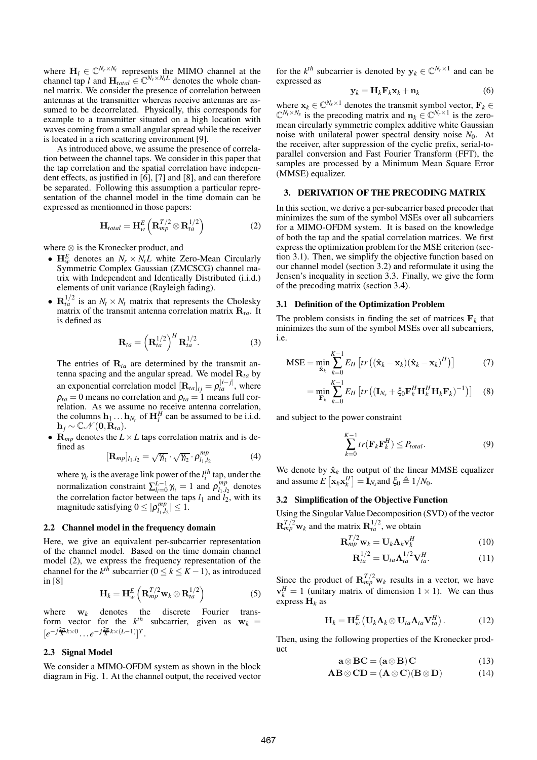where $\mathbf{H}_l \in \mathbb{C}^{N_r \times N_t}$ represents the MIMO channel at the channel tap $l$ and $\mathbf{H}_{total} \in \mathbb{C}^{N_r \times N_t L}$ denotes the whole channel matrix. We consider the presence of correlation between antennas at the transmitter whereas receive antennas are assumed to be decorrelated. Physically, this corresponds for example to a transmitter situated on a high location with waves coming from a small angular spread while the receiver is located in a rich scattering environment [9].

As introduced above, we assume the presence of correlation between the channel taps. We consider in this paper that the tap correlation and the spatial correlation have independent effects, as justified in [6], [7] and [8], and can therefore be separated. Following this assumption a particular representation of the channel model in the time domain can be expressed as mentionned in those papers:

$$\mathbf{H}_{total} = \mathbf{H}_w^E \left( \mathbf{R}_{mp}^{T/2} \otimes \mathbf{R}_{ta}^{1/2} \right) \tag{2}$$

where $\otimes$ is the Kronecker product, and

- $\mathbf{H}_w^E$ denotes an $N_r \times N_t L$ white Zero-Mean Circularly Symmetric Complex Gaussian (ZMCSCG) channel matrix with Independent and Identically Distributed (i.i.d.) elements of unit variance (Rayleigh fading).
- $\mathbf{R}_{ta}^{1/2}$ is an $N_t \times N_t$ matrix that represents the Cholesky matrix of the transmit antenna correlation matrix $\mathbf{R}_{ta}$. It is defined as

$$\mathbf{R}_{ta} = \left( \mathbf{R}_{ta}^{1/2} \right)^H \mathbf{R}_{ta}^{1/2}. \tag{3}$$

  The entries of $\mathbf{R}_{ta}$ are determined by the transmit antenna spacing and the angular spread. We model $\mathbf{R}_{ta}$ by an exponential correlation model $[\mathbf{R}_{ta}]_{ij} = \rho_{ta}^{|i-j|}$, where $\rho_{ta} = 0$ means no correlation and $\rho_{ta} = 1$ means full correlation. As we assume no receive antenna correlation, the columns $\mathbf{h}_1 \ldots \mathbf{h}_{N_r}$ of $\mathbf{H}_l^H$ can be assumed to be i.i.d. $\mathbf{h}_j \sim \mathbb{C}\mathcal{N}(\mathbf{0}, \mathbf{R}_{ta})$.
- $\mathbf{R}_{mp}$ denotes the $L \times L$ taps correlation matrix and is defined as

$$[\mathbf{R}_{mp}]_{l_1, l_2} = \sqrt{\gamma_{l_1}} \cdot \sqrt{\gamma_{l_2}} \cdot \rho_{l_1, l_2}^{mp} \tag{4}$$

  where $\gamma_{l_i}$ is the average link power of the $l_i^{th}$ tap, under the normalization constraint $\sum_{l_i=0}^{L-1} \gamma_{l_i} = 1$ and $\rho_{l_1,l_2}^{mp}$ denotes the correlation factor between the taps $l_1$ and $l_2$, with its magnitude satisfying $0 \leq |\rho_{l_1,l_2}^{mp}| \leq 1$.

### 2.2 Channel model in the frequency domain

Here, we give an equivalent per-subcarrier representation of the channel model. Based on the time domain channel model (2), we express the frequency representation of the channel for the $k^{th}$ subcarrier ($0 \leq k \leq K-1$), as introduced in [8]

$$\mathbf{H}_k = \mathbf{H}_w^E \left( \mathbf{R}_{mp}^{T/2} \mathbf{w}_k \otimes \mathbf{R}_{ta}^{1/2} \right) \tag{5}$$

where $\mathbf{w}_k$ denotes the discrete Fourier transform vector for the $k^{th}$ subcarrier, given as $\mathbf{w}_k = [e^{-j\frac{2\pi}{K}k\times 0} \ldots e^{-j\frac{2\pi}{K}k\times(L-1)}]^T$.

### 2.3 Signal Model

We consider a MIMO-OFDM system as shown in the block diagram in Fig. 1. At the channel output, the received vector for the $k^{th}$ subcarrier is denoted by $\mathbf{y}_k \in \mathbb{C}^{N_r \times 1}$ and can be expressed as

$$\mathbf{y}_k = \mathbf{H}_k \mathbf{F}_k \mathbf{x}_k + \mathbf{n}_k \tag{6}$$

where $\mathbf{x}_k \in \mathbb{C}^{N_s \times 1}$ denotes the transmit symbol vector, $\mathbf{F}_k \in \mathbb{C}^{N_t \times N_s}$ is the precoding matrix and $\mathbf{n}_k \in \mathbb{C}^{N_r \times 1}$ is the zero-mean circularly symmetric complex additive white Gaussian noise with unilateral power spectral density noise $N_0$. At the receiver, after suppression of the cyclic prefix, serial-to-parallel conversion and Fast Fourier Transform (FFT), the samples are processed by a Minimum Mean Square Error (MMSE) equalizer.

## 3. DERIVATION OF THE PRECODING MATRIX

In this section, we derive a per-subcarrier based precoder that minimizes the sum of the symbol MSEs over all subcarriers for a MIMO-OFDM system. It is based on the knowledge of both the tap and the spatial correlation matrices. We first express the optimization problem for the MSE criterion (section 3.1). Then, we simplify the objective function based on our channel model (section 3.2) and reformulate it using the Jensen's inequality in section 3.3. Finally, we give the form of the precoding matrix (section 3.4).

### 3.1 Definition of the Optimization Problem

The problem consists in finding the set of matrices $\mathbf{F}_k$ that minimizes the sum of the symbol MSEs over all subcarriers, i.e.

$$\text{MSE} = \min_{\hat{\mathbf{x}}_k} \sum_{k=0}^{K-1} E_H \left[ tr\left( (\hat{\mathbf{x}}_k - \mathbf{x}_k)(\hat{\mathbf{x}}_k - \mathbf{x}_k)^H \right) \right] \tag{7}$$

$$= \min_{\mathbf{F}_k} \sum_{k=0}^{K-1} E_H \left[ tr\left( (\mathbf{I}_{N_s} + \xi_0 \mathbf{F}_k^H \mathbf{H}_k^H \mathbf{H}_k \mathbf{F}_k)^{-1} \right) \right] \tag{8}$$

and subject to the power constraint

$$\sum_{k=0}^{K-1} tr(\mathbf{F}_k \mathbf{F}_k^H) \leq P_{total}. \tag{9}$$

We denote by $\hat{\mathbf{x}}_k$ the output of the linear MMSE equalizer and assume $E\left[\mathbf{x}_k \mathbf{x}_k^H\right] = \mathbf{I}_{N_s}$ and $\xi_0 \triangleq 1/N_0$.

### 3.2 Simplification of the Objective Function

Using the Singular Value Decomposition (SVD) of the vector $\mathbf{R}_{mp}^{T/2}\mathbf{w}_k$ and the matrix $\mathbf{R}_{ta}^{1/2}$, we obtain

$$\mathbf{R}_{mp}^{T/2} \mathbf{w}_k = \mathbf{U}_k \mathbf{\Lambda}_k \mathbf{v}_k^H \tag{10}$$

$$\mathbf{R}_{ta}^{1/2} = \mathbf{U}_{ta} \mathbf{\Lambda}_{ta}^{1/2} \mathbf{V}_{ta}^H. \tag{11}$$

Since the product of $\mathbf{R}_{mp}^{T/2}\mathbf{w}_k$ results in a vector, we have $\mathbf{v}_k^H = 1$ (unitary matrix of dimension $1 \times 1$). We can thus express $\mathbf{H}_k$ as

$$\mathbf{H}_k = \mathbf{H}_w^E \left( \mathbf{U}_k \mathbf{\Lambda}_k \otimes \mathbf{U}_{ta} \mathbf{\Lambda}_{ta} \mathbf{V}_{ta}^H \right). \tag{12}$$

Then, using the following properties of the Kronecker product

$$\mathbf{a} \otimes \mathbf{BC} = (\mathbf{a} \otimes \mathbf{B})\, \mathbf{C} \tag{13}$$

$$\mathbf{AB} \otimes \mathbf{CD} = (\mathbf{A} \otimes \mathbf{C})(\mathbf{B} \otimes \mathbf{D}) \tag{14}$$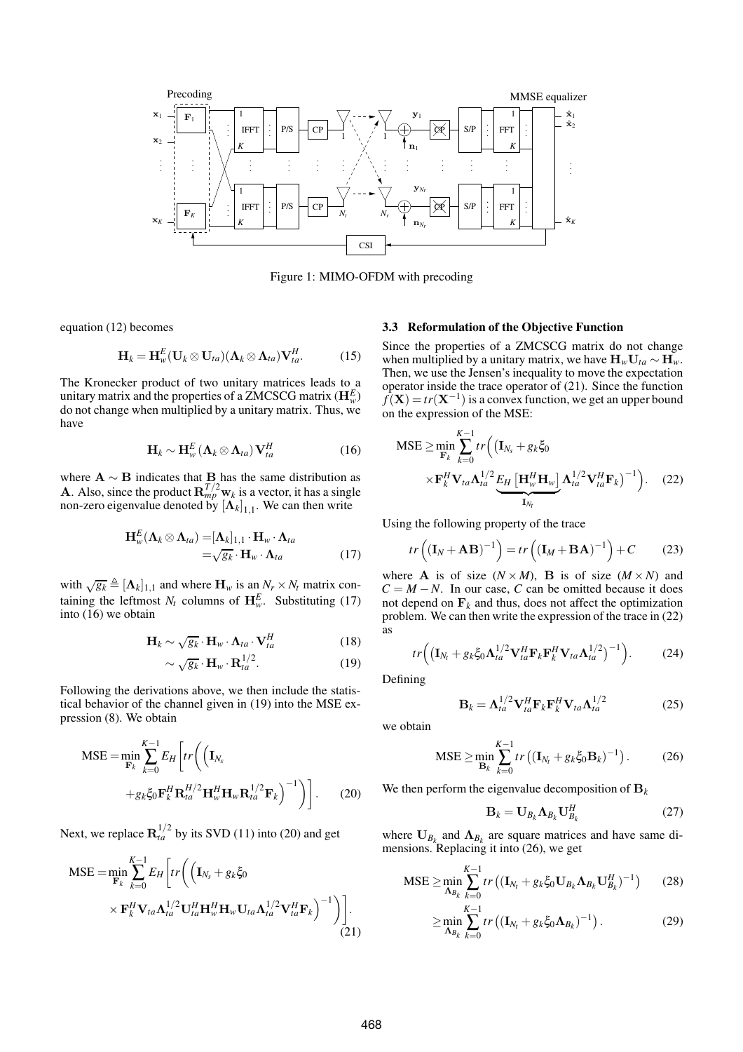Figure 1: MIMO-OFDM with precoding

equation (12) becomes

$$\mathbf{H}_k = \mathbf{H}_w^E(\mathbf{U}_k \otimes \mathbf{U}_{ta})(\mathbf{\Lambda}_k \otimes \mathbf{\Lambda}_{ta})\mathbf{V}_{ta}^H. \quad (15)$$

The Kronecker product of two unitary matrices leads to a unitary matrix and the properties of a ZMCSCG matrix ($\mathbf{H}_w^E$) do not change when multiplied by a unitary matrix. Thus, we have

$$\mathbf{H}_k \sim \mathbf{H}_w^E(\mathbf{\Lambda}_k \otimes \mathbf{\Lambda}_{ta})\mathbf{V}_{ta}^H \quad (16)$$

where $\mathbf{A} \sim \mathbf{B}$ indicates that $\mathbf{B}$ has the same distribution as $\mathbf{A}$. Also, since the product $\mathbf{R}_{mp}^{T/2}\mathbf{w}_k$ is a vector, it has a single non-zero eigenvalue denoted by $[\mathbf{\Lambda}_k]_{1,1}$. We can then write

$$\begin{aligned}\mathbf{H}_w^E(\mathbf{\Lambda}_k \otimes \mathbf{\Lambda}_{ta}) &= [\mathbf{\Lambda}_k]_{1,1} \cdot \mathbf{H}_w \cdot \mathbf{\Lambda}_{ta} \\ &= \sqrt{g_k} \cdot \mathbf{H}_w \cdot \mathbf{\Lambda}_{ta} \quad (17)\end{aligned}$$

with $\sqrt{g_k} \triangleq [\mathbf{\Lambda}_k]_{1,1}$ and where $\mathbf{H}_w$ is an $N_r \times N_t$ matrix containing the leftmost $N_t$ columns of $\mathbf{H}_w^E$. Substituting (17) into (16) we obtain

$$\mathbf{H}_k \sim \sqrt{g_k} \cdot \mathbf{H}_w \cdot \mathbf{\Lambda}_{ta} \cdot \mathbf{V}_{ta}^H \quad (18)$$

$$\sim \sqrt{g_k} \cdot \mathbf{H}_w \cdot \mathbf{R}_{ta}^{1/2}. \quad (19)$$

Following the derivations above, we then include the statistical behavior of the channel given in (19) into the MSE expression (8). We obtain

$$\text{MSE} = \min_{\mathbf{F}_k} \sum_{k=0}^{K-1} E_H\left[tr\left(\left(\mathbf{I}_{N_s} + g_k\xi_0\mathbf{F}_k^H\mathbf{R}_{ta}^{H/2}\mathbf{H}_w^H\mathbf{H}_w\mathbf{R}_{ta}^{1/2}\mathbf{F}_k\right)^{-1}\right)\right]. \quad (20)$$

Next, we replace $\mathbf{R}_{ta}^{1/2}$ by its SVD (11) into (20) and get

$$\text{MSE} = \min_{\mathbf{F}_k} \sum_{k=0}^{K-1} E_H\left[tr\left(\left(\mathbf{I}_{N_s} + g_k\xi_0 \times \mathbf{F}_k^H\mathbf{V}_{ta}\mathbf{\Lambda}_{ta}^{1/2}\mathbf{U}_{ta}^H\mathbf{H}_w^H\mathbf{H}_w\mathbf{U}_{ta}\mathbf{\Lambda}_{ta}^{1/2}\mathbf{V}_{ta}^H\mathbf{F}_k\right)^{-1}\right)\right]. \quad (21)$$

### 3.3 Reformulation of the Objective Function

Since the properties of a ZMCSCG matrix do not change when multiplied by a unitary matrix, we have $\mathbf{H}_w\mathbf{U}_{ta} \sim \mathbf{H}_w$. Then, we use the Jensen's inequality to move the expectation operator inside the trace operator of (21). Since the function $f(\mathbf{X}) = tr(\mathbf{X}^{-1})$ is a convex function, we get an upper bound on the expression of the MSE:

$$\text{MSE} \geq \min_{\mathbf{F}_k} \sum_{k=0}^{K-1} tr\Big(\big(\mathbf{I}_{N_s} + g_k\xi_0 \times \mathbf{F}_k^H\mathbf{V}_{ta}\mathbf{\Lambda}_{ta}^{1/2}\underbrace{E_H\left[\mathbf{H}_w^H\mathbf{H}_w\right]}_{\mathbf{I}_{N_t}}\mathbf{\Lambda}_{ta}^{1/2}\mathbf{V}_{ta}^H\mathbf{F}_k\big)^{-1}\Big). \quad (22)$$

Using the following property of the trace

$$tr\left((\mathbf{I}_N + \mathbf{AB})^{-1}\right) = tr\left((\mathbf{I}_M + \mathbf{BA})^{-1}\right) + C \quad (23)$$

where $\mathbf{A}$ is of size $(N \times M)$, $\mathbf{B}$ is of size $(M \times N)$ and $C = M - N$. In our case, $C$ can be omitted because it does not depend on $\mathbf{F}_k$ and thus, does not affect the optimization problem. We can then write the expression of the trace in (22) as

$$tr\Big(\big(\mathbf{I}_{N_t} + g_k\xi_0\mathbf{\Lambda}_{ta}^{1/2}\mathbf{V}_{ta}^H\mathbf{F}_k\mathbf{F}_k^H\mathbf{V}_{ta}\mathbf{\Lambda}_{ta}^{1/2}\big)^{-1}\Big). \quad (24)$$

Defining

$$\mathbf{B}_k = \mathbf{\Lambda}_{ta}^{1/2}\mathbf{V}_{ta}^H\mathbf{F}_k\mathbf{F}_k^H\mathbf{V}_{ta}\mathbf{\Lambda}_{ta}^{1/2} \quad (25)$$

we obtain

$$\text{MSE} \geq \min_{\mathbf{B}_k} \sum_{k=0}^{K-1} tr\left((\mathbf{I}_{N_t} + g_k\xi_0\mathbf{B}_k)^{-1}\right). \quad (26)$$

We then perform the eigenvalue decomposition of $\mathbf{B}_k$

$$\mathbf{B}_k = \mathbf{U}_{B_k}\mathbf{\Lambda}_{B_k}\mathbf{U}_{B_k}^H \quad (27)$$

where $\mathbf{U}_{B_k}$ and $\mathbf{\Lambda}_{B_k}$ are square matrices and have same dimensions. Replacing it into (26), we get

$$\text{MSE} \geq \min_{\mathbf{\Lambda}_{B_k}} \sum_{k=0}^{K-1} tr\left((\mathbf{I}_{N_t} + g_k\xi_0\mathbf{U}_{B_k}\mathbf{\Lambda}_{B_k}\mathbf{U}_{B_k}^H)^{-1}\right) \quad (28)$$

$$\geq \min_{\mathbf{\Lambda}_{B_k}} \sum_{k=0}^{K-1} tr\left((\mathbf{I}_{N_t} + g_k\xi_0\mathbf{\Lambda}_{B_k})^{-1}\right). \quad (29)$$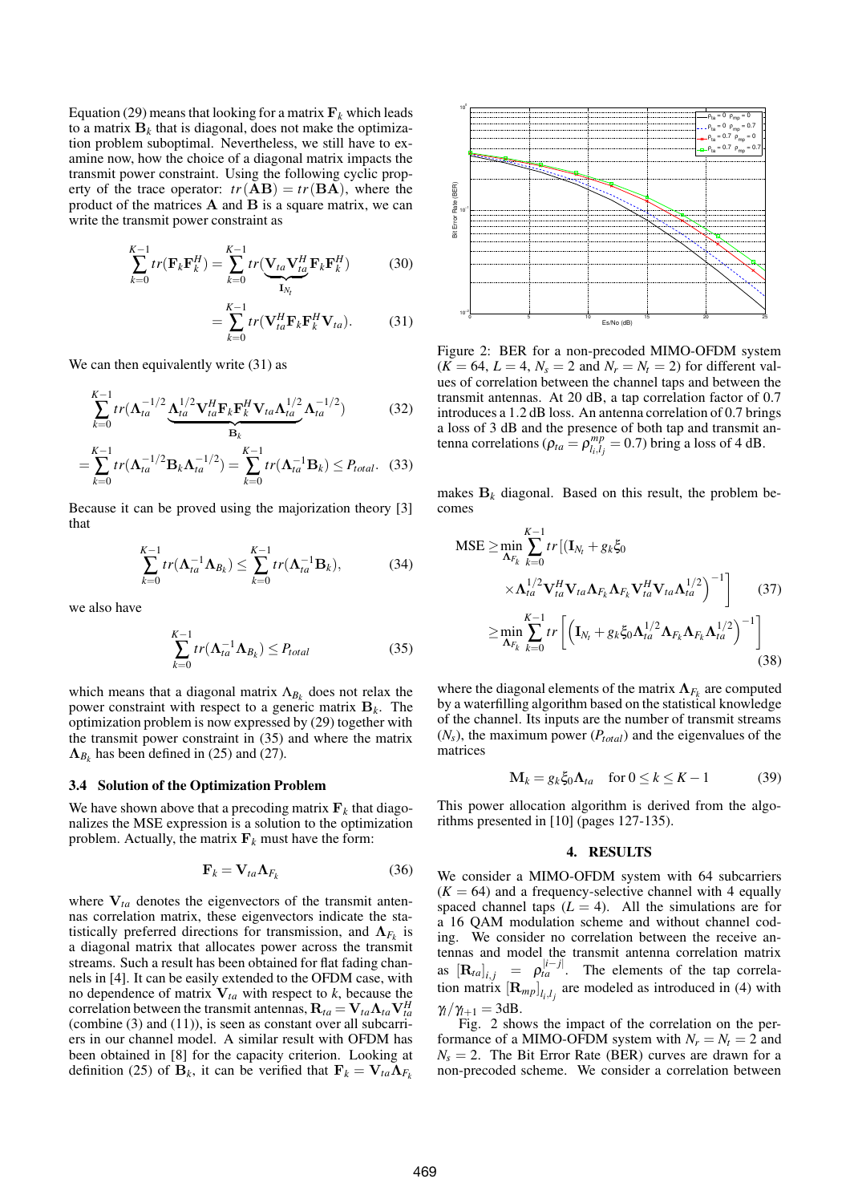Equation (29) means that looking for a matrix $\mathbf{F}_k$ which leads to a matrix $\mathbf{B}_k$ that is diagonal, does not make the optimization problem suboptimal. Nevertheless, we still have to examine now, how the choice of a diagonal matrix impacts the transmit power constraint. Using the following cyclic property of the trace operator: $tr(\mathbf{AB}) = tr(\mathbf{BA})$, where the product of the matrices $\mathbf{A}$ and $\mathbf{B}$ is a square matrix, we can write the transmit power constraint as

$$\sum_{k=0}^{K-1} tr(\mathbf{F}_k\mathbf{F}_k^H) = \sum_{k=0}^{K-1} tr(\underbrace{\mathbf{V}_{ta}\mathbf{V}_{ta}^H}_{\mathbf{I}_{N_t}}\mathbf{F}_k\mathbf{F}_k^H) \quad (30)$$

$$= \sum_{k=0}^{K-1} tr(\mathbf{V}_{ta}^H\mathbf{F}_k\mathbf{F}_k^H\mathbf{V}_{ta}). \quad (31)$$

We can then equivalently write (31) as

$$\sum_{k=0}^{K-1} tr(\mathbf{\Lambda}_{ta}^{-1/2}\underbrace{\mathbf{\Lambda}_{ta}^{1/2}\mathbf{V}_{ta}^H\mathbf{F}_k\mathbf{F}_k^H\mathbf{V}_{ta}\mathbf{\Lambda}_{ta}^{1/2}}_{\mathbf{B}_k}\mathbf{\Lambda}_{ta}^{-1/2}) \quad (32)$$

$$= \sum_{k=0}^{K-1} tr(\mathbf{\Lambda}_{ta}^{-1/2}\mathbf{B}_k\mathbf{\Lambda}_{ta}^{-1/2}) = \sum_{k=0}^{K-1} tr(\mathbf{\Lambda}_{ta}^{-1}\mathbf{B}_k) \leq P_{total}. \quad (33)$$

Because it can be proved using the majorization theory [3] that

$$\sum_{k=0}^{K-1} tr(\mathbf{\Lambda}_{ta}^{-1}\mathbf{\Lambda}_{B_k}) \leq \sum_{k=0}^{K-1} tr(\mathbf{\Lambda}_{ta}^{-1}\mathbf{B}_k), \quad (34)$$

we also have

$$\sum_{k=0}^{K-1} tr(\mathbf{\Lambda}_{ta}^{-1}\mathbf{\Lambda}_{B_k}) \leq P_{total} \quad (35)$$

which means that a diagonal matrix $\Lambda_{B_k}$ does not relax the power constraint with respect to a generic matrix $\mathbf{B}_k$. The optimization problem is now expressed by (29) together with the transmit power constraint in (35) and where the matrix $\mathbf{\Lambda}_{B_k}$ has been defined in (25) and (27).

### 3.4 Solution of the Optimization Problem

We have shown above that a precoding matrix $\mathbf{F}_k$ that diagonalizes the MSE expression is a solution to the optimization problem. Actually, the matrix $\mathbf{F}_k$ must have the form:

$$\mathbf{F}_k = \mathbf{V}_{ta}\mathbf{\Lambda}_{F_k} \quad (36)$$

where $\mathbf{V}_{ta}$ denotes the eigenvectors of the transmit antennas correlation matrix, these eigenvectors indicate the statistically preferred directions for transmission, and $\mathbf{\Lambda}_{F_k}$ is a diagonal matrix that allocates power across the transmit streams. Such a result has been obtained for flat fading channels in [4]. It can be easily extended to the OFDM case, with no dependence of matrix $\mathbf{V}_{ta}$ with respect to $k$, because the correlation between the transmit antennas, $\mathbf{R}_{ta} = \mathbf{V}_{ta}\mathbf{\Lambda}_{ta}\mathbf{V}_{ta}^H$ (combine (3) and (11)), is seen as constant over all subcarriers in our channel model. A similar result with OFDM has been obtained in [8] for the capacity criterion. Looking at definition (25) of $\mathbf{B}_k$, it can be verified that $\mathbf{F}_k = \mathbf{V}_{ta}\mathbf{\Lambda}_{F_k}$ makes $\mathbf{B}_k$ diagonal. Based on this result, the problem becomes

$$\text{MSE} \geq \min_{\mathbf{\Lambda}_{F_k}} \sum_{k=0}^{K-1} tr\Big[(\mathbf{I}_{N_t} + g_k\xi_0 \times\mathbf{\Lambda}_{ta}^{1/2}\mathbf{V}_{ta}^H\mathbf{V}_{ta}\mathbf{\Lambda}_{F_k}\mathbf{\Lambda}_{F_k}\mathbf{V}_{ta}^H\mathbf{V}_{ta}\mathbf{\Lambda}_{ta}^{1/2}\Big)^{-1}\Big] \quad (37)$$

$$\geq \min_{\mathbf{\Lambda}_{F_k}} \sum_{k=0}^{K-1} tr\left[\left(\mathbf{I}_{N_t} + g_k\xi_0\mathbf{\Lambda}_{ta}^{1/2}\mathbf{\Lambda}_{F_k}\mathbf{\Lambda}_{F_k}\mathbf{\Lambda}_{ta}^{1/2}\right)^{-1}\right] \quad (38)$$

where the diagonal elements of the matrix $\mathbf{\Lambda}_{F_k}$ are computed by a waterfilling algorithm based on the statistical knowledge of the channel. Its inputs are the number of transmit streams ($N_s$), the maximum power ($P_{total}$) and the eigenvalues of the matrices

$$\mathbf{M}_k = g_k\xi_0\mathbf{\Lambda}_{ta} \quad \text{for } 0 \leq k \leq K-1 \quad (39)$$

This power allocation algorithm is derived from the algorithms presented in [10] (pages 127-135).

Figure 2: BER for a non-precoded MIMO-OFDM system ($K = 64$, $L = 4$, $N_s = 2$ and $N_r = N_t = 2$) for different values of correlation between the channel taps and between the transmit antennas. At 20 dB, a tap correlation factor of 0.7 introduces a 1.2 dB loss. An antenna correlation of 0.7 brings a loss of 3 dB and the presence of both tap and transmit antenna correlations ($\rho_{ta} = \rho_{l_i,l_j}^{mp} = 0.7$) bring a loss of 4 dB.

## 4. RESULTS

We consider a MIMO-OFDM system with 64 subcarriers ($K = 64$) and a frequency-selective channel with 4 equally spaced channel taps ($L = 4$). All the simulations are for a 16 QAM modulation scheme and without channel coding. We consider no correlation between the receive antennas and model the transmit antenna correlation matrix as $[\mathbf{R}_{ta}]_{i,j} = \rho_{ta}^{|i-j|}$. The elements of the tap correlation matrix $[\mathbf{R}_{mp}]_{l_i,l_j}$ are modeled as introduced in (4) with $\gamma_l/\gamma_{l+1} = 3$dB.

Fig. 2 shows the impact of the correlation on the performance of a MIMO-OFDM system with $N_r = N_t = 2$ and $N_s = 2$. The Bit Error Rate (BER) curves are drawn for a non-precoded scheme. We consider a correlation between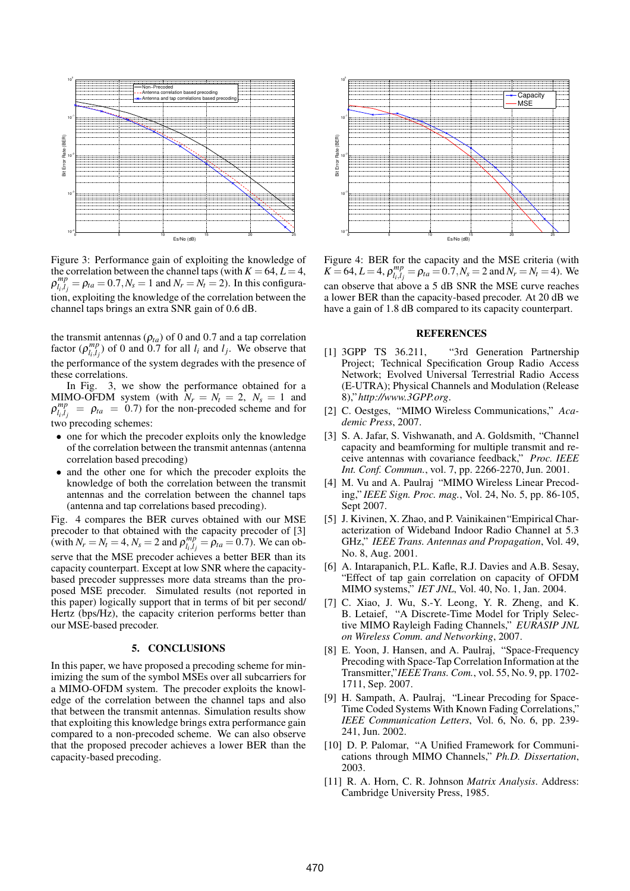Non–Precoded
Antenna correlation based precoding
Antenna and tap correlations based precoding

Bit Error Rate (BER)

Es/No (dB)

Figure 3: Performance gain of exploiting the knowledge of the correlation between the channel taps (with $K = 64, L = 4$, $\rho^{mp}_{l_i,l_j} = \rho_{ta} = 0.7, N_s = 1$ and $N_r = N_t = 2$). In this configuration, exploiting the knowledge of the correlation between the channel taps brings an extra SNR gain of 0.6 dB.

Capacity
MSE

Bit Error Rate (BER)

Es/No (dB)

Figure 4: BER for the capacity and the MSE criteria (with $K = 64, L = 4, \rho^{mp}_{l_i,l_j} = \rho_{ta} = 0.7, N_s = 2$ and $N_r = N_t = 4$). We can observe that above a 5 dB SNR the MSE curve reaches a lower BER than the capacity-based precoder. At 20 dB we have a gain of 1.8 dB compared to its capacity counterpart.

the transmit antennas ($\rho_{ta}$) of 0 and 0.7 and a tap correlation factor ($\rho^{mp}_{l_i,l_j}$) of 0 and 0.7 for all $l_i$ and $l_j$. We observe that the performance of the system degrades with the presence of these correlations.

In Fig. 3, we show the performance obtained for a MIMO-OFDM system (with $N_r = N_t = 2$, $N_s = 1$ and $\rho^{mp}_{l_i,l_j} = \rho_{ta} = 0.7$) for the non-precoded scheme and for two precoding schemes:

- one for which the precoder exploits only the knowledge of the correlation between the transmit antennas (antenna correlation based precoding)
- and the other one for which the precoder exploits the knowledge of both the correlation between the transmit antennas and the correlation between the channel taps (antenna and tap correlations based precoding).

Fig. 4 compares the BER curves obtained with our MSE precoder to that obtained with the capacity precoder of [3] (with $N_r = N_t = 4$, $N_s = 2$ and $\rho^{mp}_{l_i,l_j} = \rho_{ta} = 0.7$). We can observe that the MSE precoder achieves a better BER than its capacity counterpart. Except at low SNR where the capacity-based precoder suppresses more data streams than the proposed MSE precoder. Simulated results (not reported in this paper) logically support that in terms of bit per second/ Hertz (bps/Hz), the capacity criterion performs better than our MSE-based precoder.

## 5. CONCLUSIONS

In this paper, we have proposed a precoding scheme for minimizing the sum of the symbol MSEs over all subcarriers for a MIMO-OFDM system. The precoder exploits the knowledge of the correlation between the channel taps and also that between the transmit antennas. Simulation results show that exploiting this knowledge brings extra performance gain compared to a non-precoded scheme. We can also observe that the proposed precoder achieves a lower BER than the capacity-based precoding.

## REFERENCES

[1] 3GPP TS 36.211, "3rd Generation Partnership Project; Technical Specification Group Radio Access Network; Evolved Universal Terrestrial Radio Access (E-UTRA); Physical Channels and Modulation (Release 8)," *http://www.3GPP.org*.

[2] C. Oestges, "MIMO Wireless Communications," *Academic Press*, 2007.

[3] S. A. Jafar, S. Vishwanath, and A. Goldsmith, "Channel capacity and beamforming for multiple transmit and receive antennas with covariance feedback," *Proc. IEEE Int. Conf. Commun.*, vol. 7, pp. 2266-2270, Jun. 2001.

[4] M. Vu and A. Paulraj "MIMO Wireless Linear Precoding," *IEEE Sign. Proc. mag.*, Vol. 24, No. 5, pp. 86-105, Sept 2007.

[5] J. Kivinen, X. Zhao, and P. Vainikainen "Empirical Characterization of Wideband Indoor Radio Channel at 5.3 GHz," *IEEE Trans. Antennas and Propagation*, Vol. 49, No. 8, Aug. 2001.

[6] A. Intarapanich, P.L. Kafle, R.J. Davies and A.B. Sesay, "Effect of tap gain correlation on capacity of OFDM MIMO systems," *IET JNL*, Vol. 40, No. 1, Jan. 2004.

[7] C. Xiao, J. Wu, S.-Y. Leong, Y. R. Zheng, and K. B. Letaief, "A Discrete-Time Model for Triply Selective MIMO Rayleigh Fading Channels," *EURASIP JNL on Wireless Comm. and Networking*, 2007.

[8] E. Yoon, J. Hansen, and A. Paulraj, "Space-Frequency Precoding with Space-Tap Correlation Information at the Transmitter," *IEEE Trans. Com.*, vol. 55, No. 9, pp. 1702-1711, Sep. 2007.

[9] H. Sampath, A. Paulraj, "Linear Precoding for Space-Time Coded Systems With Known Fading Correlations," *IEEE Communication Letters*, Vol. 6, No. 6, pp. 239-241, Jun. 2002.

[10] D. P. Palomar, "A Unified Framework for Communications through MIMO Channels," *Ph.D. Dissertation*, 2003.

[11] R. A. Horn, C. R. Johnson *Matrix Analysis*. Address: Cambridge University Press, 1985.